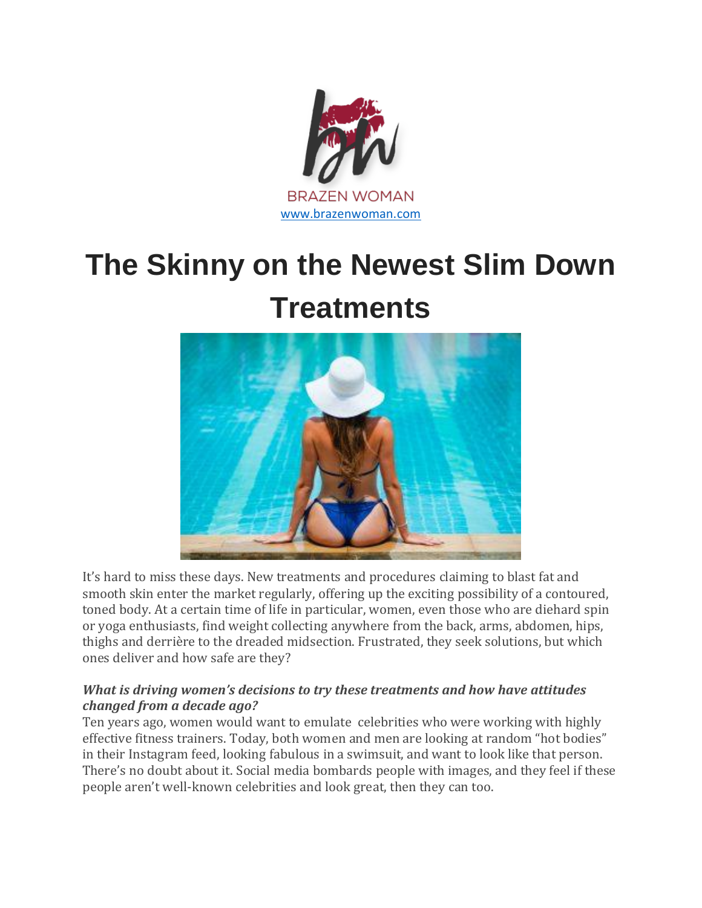BRAZEN WOMAN
www.brazenwoman.com

# The Skinny on the Newest Slim Down Treatments

It's hard to miss these days. New treatments and procedures claiming to blast fat and smooth skin enter the market regularly, offering up the exciting possibility of a contoured, toned body. At a certain time of life in particular, women, even those who are diehard spin or yoga enthusiasts, find weight collecting anywhere from the back, arms, abdomen, hips, thighs and derrière to the dreaded midsection. Frustrated, they seek solutions, but which ones deliver and how safe are they?

***What is driving women's decisions to try these treatments and how have attitudes changed from a decade ago?***

Ten years ago, women would want to emulate celebrities who were working with highly effective fitness trainers. Today, both women and men are looking at random "hot bodies" in their Instagram feed, looking fabulous in a swimsuit, and want to look like that person. There's no doubt about it. Social media bombards people with images, and they feel if these people aren't well-known celebrities and look great, then they can too.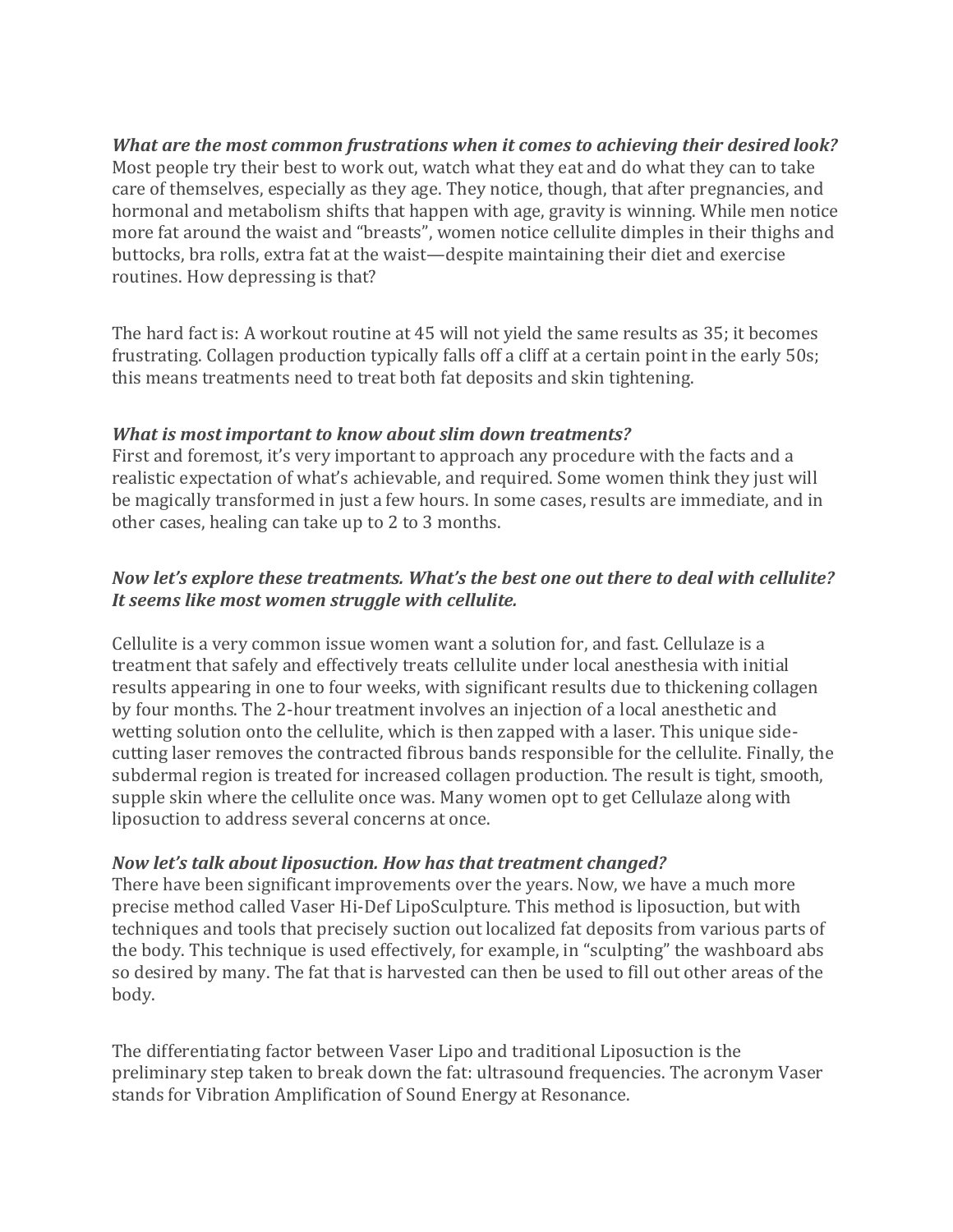***What are the most common frustrations when it comes to achieving their desired look?***
Most people try their best to work out, watch what they eat and do what they can to take care of themselves, especially as they age. They notice, though, that after pregnancies, and hormonal and metabolism shifts that happen with age, gravity is winning. While men notice more fat around the waist and "breasts", women notice cellulite dimples in their thighs and buttocks, bra rolls, extra fat at the waist—despite maintaining their diet and exercise routines. How depressing is that?

The hard fact is: A workout routine at 45 will not yield the same results as 35; it becomes frustrating. Collagen production typically falls off a cliff at a certain point in the early 50s; this means treatments need to treat both fat deposits and skin tightening.

***What is most important to know about slim down treatments?***
First and foremost, it's very important to approach any procedure with the facts and a realistic expectation of what's achievable, and required. Some women think they just will be magically transformed in just a few hours. In some cases, results are immediate, and in other cases, healing can take up to 2 to 3 months.

***Now let's explore these treatments. What's the best one out there to deal with cellulite? It seems like most women struggle with cellulite.***

Cellulite is a very common issue women want a solution for, and fast. Cellulaze is a treatment that safely and effectively treats cellulite under local anesthesia with initial results appearing in one to four weeks, with significant results due to thickening collagen by four months. The 2-hour treatment involves an injection of a local anesthetic and wetting solution onto the cellulite, which is then zapped with a laser. This unique side-cutting laser removes the contracted fibrous bands responsible for the cellulite. Finally, the subdermal region is treated for increased collagen production. The result is tight, smooth, supple skin where the cellulite once was. Many women opt to get Cellulaze along with liposuction to address several concerns at once.

***Now let's talk about liposuction. How has that treatment changed?***
There have been significant improvements over the years. Now, we have a much more precise method called Vaser Hi-Def LipoSculpture. This method is liposuction, but with techniques and tools that precisely suction out localized fat deposits from various parts of the body. This technique is used effectively, for example, in "sculpting" the washboard abs so desired by many. The fat that is harvested can then be used to fill out other areas of the body.

The differentiating factor between Vaser Lipo and traditional Liposuction is the preliminary step taken to break down the fat: ultrasound frequencies. The acronym Vaser stands for Vibration Amplification of Sound Energy at Resonance.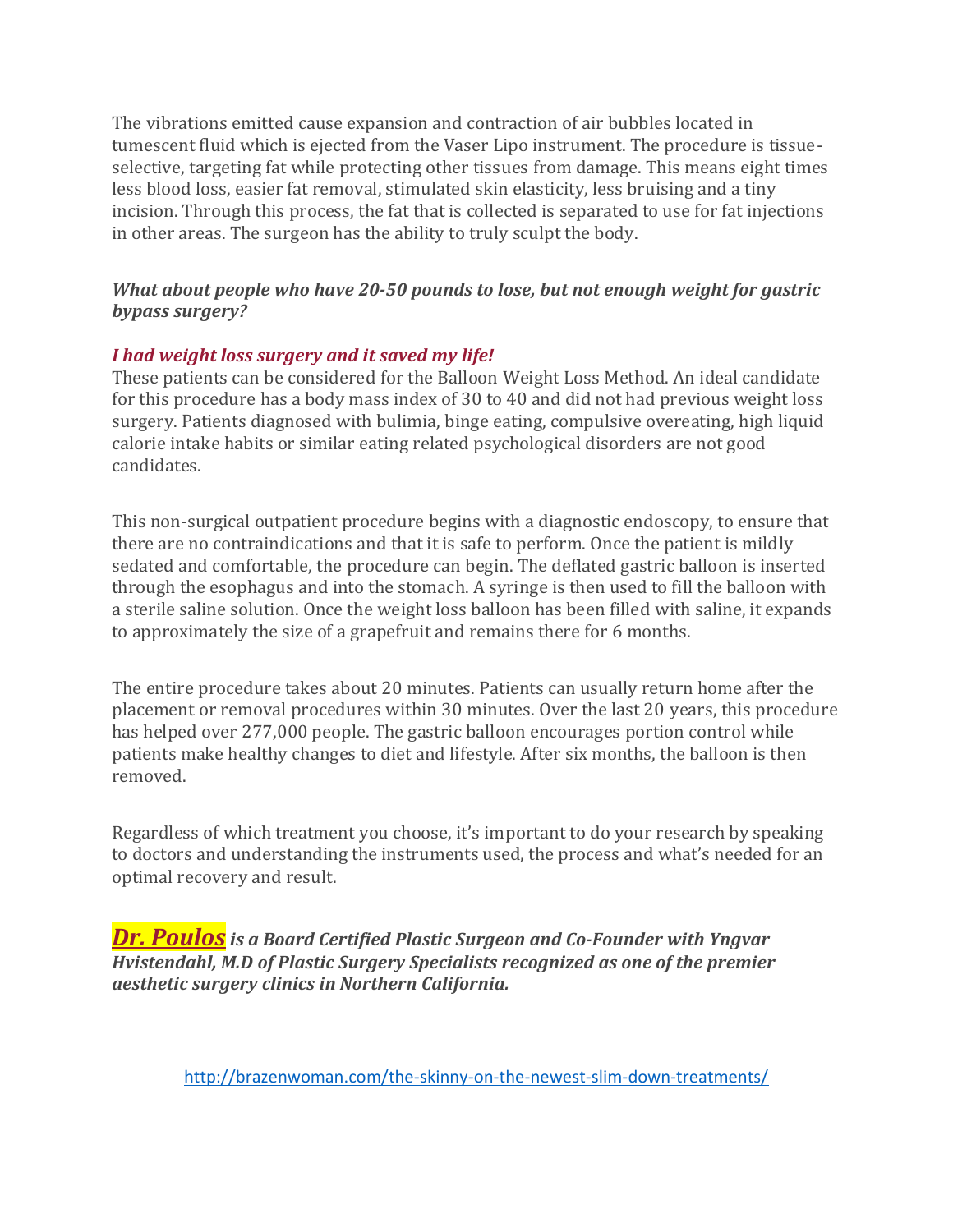The vibrations emitted cause expansion and contraction of air bubbles located in tumescent fluid which is ejected from the Vaser Lipo instrument. The procedure is tissue-selective, targeting fat while protecting other tissues from damage. This means eight times less blood loss, easier fat removal, stimulated skin elasticity, less bruising and a tiny incision. Through this process, the fat that is collected is separated to use for fat injections in other areas. The surgeon has the ability to truly sculpt the body.

***What about people who have 20-50 pounds to lose, but not enough weight for gastric bypass surgery?***

***I had weight loss surgery and it saved my life!***

These patients can be considered for the Balloon Weight Loss Method. An ideal candidate for this procedure has a body mass index of 30 to 40 and did not had previous weight loss surgery. Patients diagnosed with bulimia, binge eating, compulsive overeating, high liquid calorie intake habits or similar eating related psychological disorders are not good candidates.

This non-surgical outpatient procedure begins with a diagnostic endoscopy, to ensure that there are no contraindications and that it is safe to perform. Once the patient is mildly sedated and comfortable, the procedure can begin. The deflated gastric balloon is inserted through the esophagus and into the stomach. A syringe is then used to fill the balloon with a sterile saline solution. Once the weight loss balloon has been filled with saline, it expands to approximately the size of a grapefruit and remains there for 6 months.

The entire procedure takes about 20 minutes. Patients can usually return home after the placement or removal procedures within 30 minutes. Over the last 20 years, this procedure has helped over 277,000 people. The gastric balloon encourages portion control while patients make healthy changes to diet and lifestyle. After six months, the balloon is then removed.

Regardless of which treatment you choose, it's important to do your research by speaking to doctors and understanding the instruments used, the process and what's needed for an optimal recovery and result.

***Dr. Poulos** is a Board Certified Plastic Surgeon and Co-Founder with Yngvar Hvistendahl, M.D of Plastic Surgery Specialists recognized as one of the premier aesthetic surgery clinics in Northern California.*

http://brazenwoman.com/the-skinny-on-the-newest-slim-down-treatments/